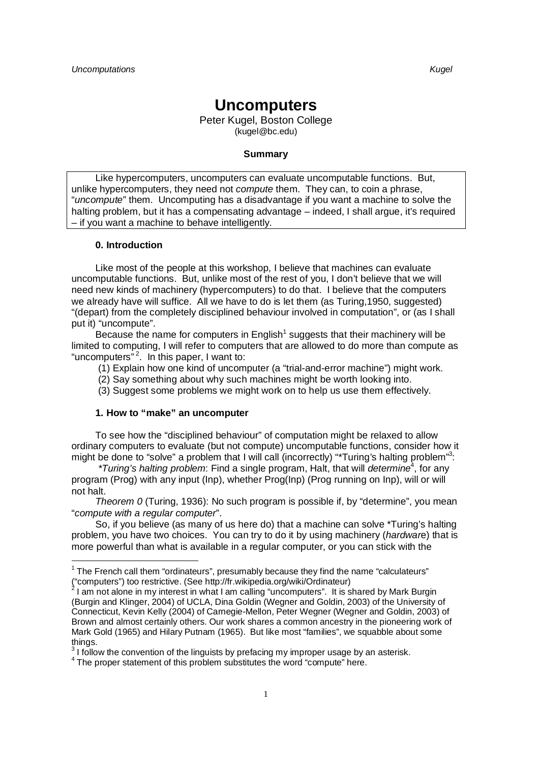# Uncomputers

Peter Kugel, Boston College
(kugel@bc.edu)

**Summary**

Like hypercomputers, uncomputers can evaluate uncomputable functions. But, unlike hypercomputers, they need not *compute* them. They can, to coin a phrase, "*uncompute*" them. Uncomputing has a disadvantage if you want a machine to solve the halting problem, but it has a compensating advantage – indeed, I shall argue, it's required – if you want a machine to behave intelligently.

### 0. Introduction

Like most of the people at this workshop, I believe that machines can evaluate uncomputable functions. But, unlike most of the rest of you, I don't believe that we will need new kinds of machinery (hypercomputers) to do that. I believe that the computers we already have will suffice. All we have to do is let them (as Turing,1950, suggested) "(depart) from the completely disciplined behaviour involved in computation", or (as I shall put it) "uncompute".

Because the name for computers in English[1] suggests that their machinery will be limited to computing, I will refer to computers that are allowed to do more than compute as "uncomputers"[2]. In this paper, I want to:

(1) Explain how one kind of uncomputer (a "trial-and-error machine") might work.
(2) Say something about why such machines might be worth looking into.
(3) Suggest some problems we might work on to help us use them effectively.

### 1. How to "make" an uncomputer

To see how the "disciplined behaviour" of computation might be relaxed to allow ordinary computers to evaluate (but not compute) uncomputable functions, consider how it might be done to "solve" a problem that I will call (incorrectly) "*Turing's halting problem"[3]:

*\*Turing's halting problem*: Find a single program, Halt, that will *determine*[4], for any program (Prog) with any input (Inp), whether Prog(Inp) (Prog running on Inp), will or will not halt.

*Theorem 0* (Turing, 1936): No such program is possible if, by "determine", you mean "*compute with a regular computer*".

So, if you believe (as many of us here do) that a machine can solve *Turing's halting problem, you have two choices. You can try to do it by using machinery (*hardware*) that is more powerful than what is available in a regular computer, or you can stick with the

---

[1] The French call them "ordinateurs", presumably because they find the name "calculateurs" ("computers") too restrictive. (See http://fr.wikipedia.org/wiki/Ordinateur)

[2] I am not alone in my interest in what I am calling "uncomputers". It is shared by Mark Burgin (Burgin and Klinger, 2004) of UCLA, Dina Goldin (Wegner and Goldin, 2003) of the University of Connecticut, Kevin Kelly (2004) of Carnegie-Mellon, Peter Wegner (Wegner and Goldin, 2003) of Brown and almost certainly others. Our work shares a common ancestry in the pioneering work of Mark Gold (1965) and Hilary Putnam (1965). But like most "families", we squabble about some things.

[3] I follow the convention of the linguists by prefacing my improper usage by an asterisk.

[4] The proper statement of this problem substitutes the word "compute" here.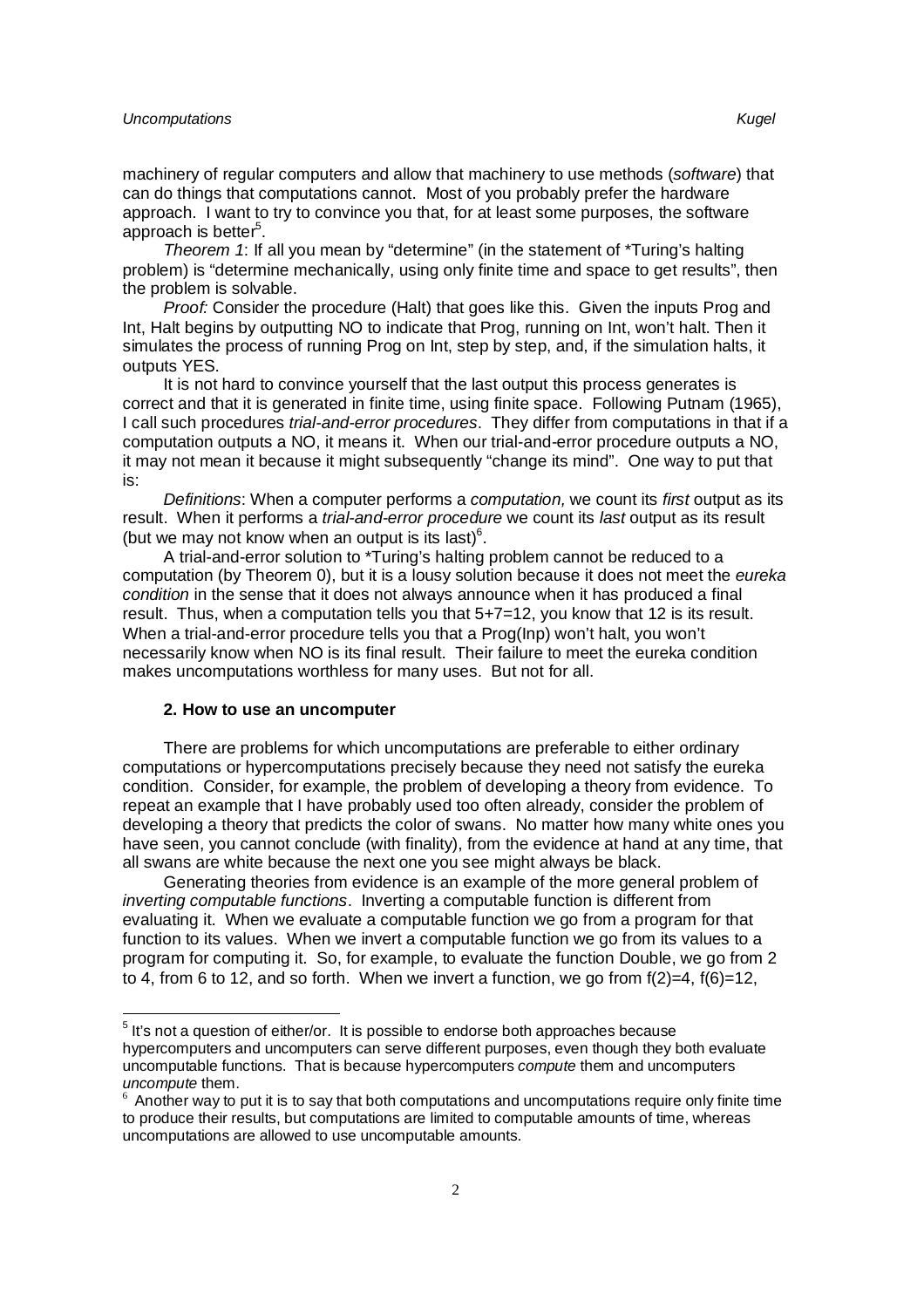machinery of regular computers and allow that machinery to use methods (*software*) that can do things that computations cannot. Most of you probably prefer the hardware approach. I want to try to convince you that, for at least some purposes, the software approach is better[5].

*Theorem 1*: If all you mean by "determine" (in the statement of *Turing's halting problem) is "determine mechanically, using only finite time and space to get results", then the problem is solvable.

*Proof:* Consider the procedure (Halt) that goes like this. Given the inputs Prog and Int, Halt begins by outputting NO to indicate that Prog, running on Int, won't halt. Then it simulates the process of running Prog on Int, step by step, and, if the simulation halts, it outputs YES.

It is not hard to convince yourself that the last output this process generates is correct and that it is generated in finite time, using finite space. Following Putnam (1965), I call such procedures *trial-and-error procedures*. They differ from computations in that if a computation outputs a NO, it means it. When our trial-and-error procedure outputs a NO, it may not mean it because it might subsequently "change its mind". One way to put that is:

*Definitions*: When a computer performs a *computation,* we count its *first* output as its result. When it performs a *trial-and-error procedure* we count its *last* output as its result (but we may not know when an output is its last)[6].

A trial-and-error solution to *Turing's halting problem cannot be reduced to a computation (by Theorem 0), but it is a lousy solution because it does not meet the *eureka condition* in the sense that it does not always announce when it has produced a final result. Thus, when a computation tells you that 5+7=12, you know that 12 is its result. When a trial-and-error procedure tells you that a Prog(Inp) won't halt, you won't necessarily know when NO is its final result. Their failure to meet the eureka condition makes uncomputations worthless for many uses. But not for all.

### 2. How to use an uncomputer

There are problems for which uncomputations are preferable to either ordinary computations or hypercomputations precisely because they need not satisfy the eureka condition. Consider, for example, the problem of developing a theory from evidence. To repeat an example that I have probably used too often already, consider the problem of developing a theory that predicts the color of swans. No matter how many white ones you have seen, you cannot conclude (with finality), from the evidence at hand at any time, that all swans are white because the next one you see might always be black.

Generating theories from evidence is an example of the more general problem of *inverting computable functions*. Inverting a computable function is different from evaluating it. When we evaluate a computable function we go from a program for that function to its values. When we invert a computable function we go from its values to a program for computing it. So, for example, to evaluate the function Double, we go from 2 to 4, from 6 to 12, and so forth. When we invert a function, we go from f(2)=4, f(6)=12,

---

[5] It's not a question of either/or. It is possible to endorse both approaches because hypercomputers and uncomputers can serve different purposes, even though they both evaluate uncomputable functions. That is because hypercomputers *compute* them and uncomputers *uncompute* them.

[6] Another way to put it is to say that both computations and uncomputations require only finite time to produce their results, but computations are limited to computable amounts of time, whereas uncomputations are allowed to use uncomputable amounts.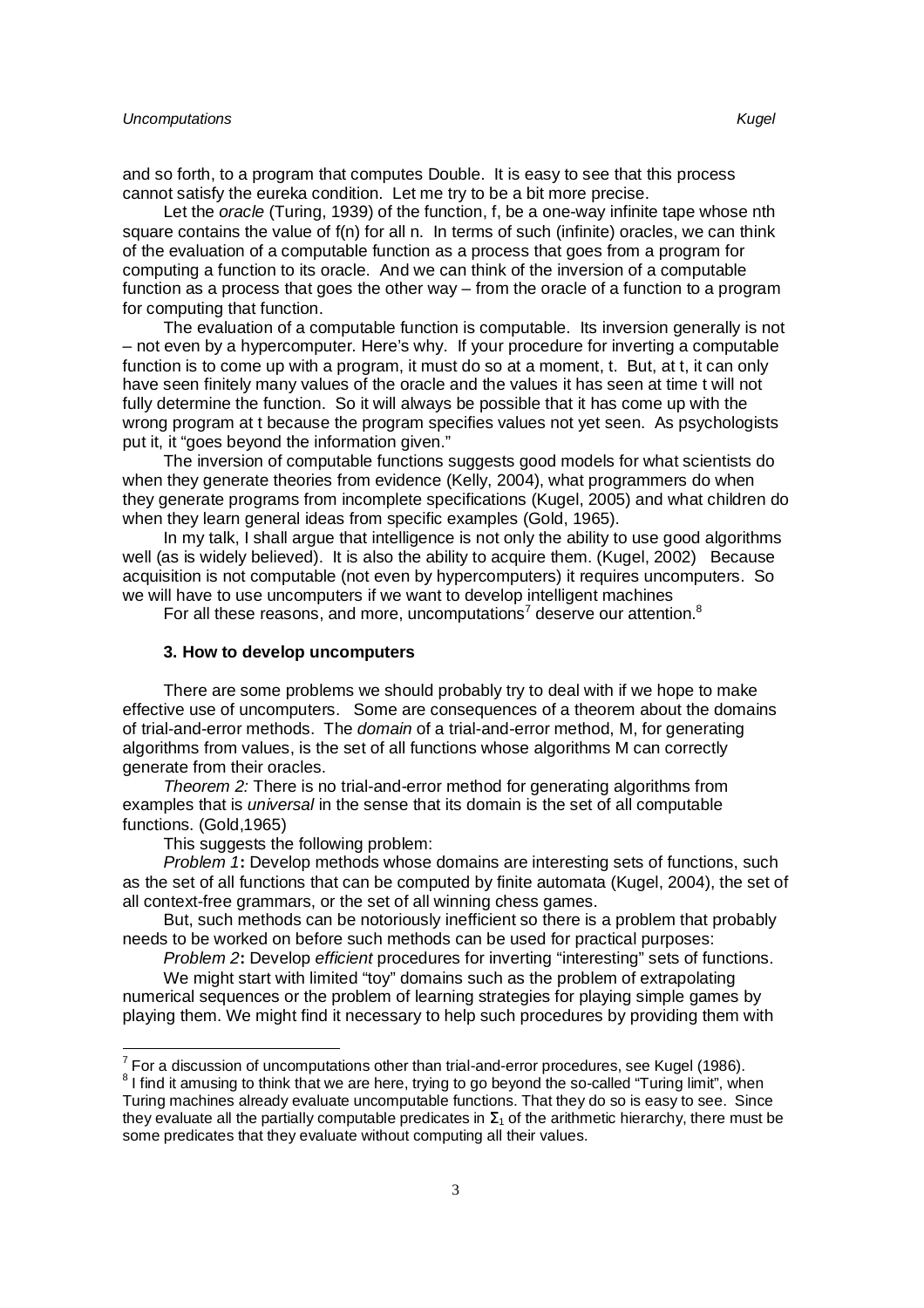and so forth, to a program that computes Double. It is easy to see that this process cannot satisfy the eureka condition. Let me try to be a bit more precise.

Let the *oracle* (Turing, 1939) of the function, f, be a one-way infinite tape whose nth square contains the value of f(n) for all n. In terms of such (infinite) oracles, we can think of the evaluation of a computable function as a process that goes from a program for computing a function to its oracle. And we can think of the inversion of a computable function as a process that goes the other way – from the oracle of a function to a program for computing that function.

The evaluation of a computable function is computable. Its inversion generally is not – not even by a hypercomputer. Here's why. If your procedure for inverting a computable function is to come up with a program, it must do so at a moment, t. But, at t, it can only have seen finitely many values of the oracle and the values it has seen at time t will not fully determine the function. So it will always be possible that it has come up with the wrong program at t because the program specifies values not yet seen. As psychologists put it, it "goes beyond the information given."

The inversion of computable functions suggests good models for what scientists do when they generate theories from evidence (Kelly, 2004), what programmers do when they generate programs from incomplete specifications (Kugel, 2005) and what children do when they learn general ideas from specific examples (Gold, 1965).

In my talk, I shall argue that intelligence is not only the ability to use good algorithms well (as is widely believed). It is also the ability to acquire them. (Kugel, 2002) Because acquisition is not computable (not even by hypercomputers) it requires uncomputers. So we will have to use uncomputers if we want to develop intelligent machines

For all these reasons, and more, uncomputations[7] deserve our attention.[8]

### 3. How to develop uncomputers

There are some problems we should probably try to deal with if we hope to make effective use of uncomputers. Some are consequences of a theorem about the domains of trial-and-error methods. The *domain* of a trial-and-error method, M, for generating algorithms from values, is the set of all functions whose algorithms M can correctly generate from their oracles.

*Theorem 2:* There is no trial-and-error method for generating algorithms from examples that is *universal* in the sense that its domain is the set of all computable functions. (Gold,1965)

This suggests the following problem:

*Problem 1***:** Develop methods whose domains are interesting sets of functions, such as the set of all functions that can be computed by finite automata (Kugel, 2004), the set of all context-free grammars, or the set of all winning chess games.

But, such methods can be notoriously inefficient so there is a problem that probably needs to be worked on before such methods can be used for practical purposes:

*Problem 2***:** Develop *efficient* procedures for inverting "interesting" sets of functions.

We might start with limited "toy" domains such as the problem of extrapolating numerical sequences or the problem of learning strategies for playing simple games by playing them. We might find it necessary to help such procedures by providing them with

---

[7] For a discussion of uncomputations other than trial-and-error procedures, see Kugel (1986).

[8] I find it amusing to think that we are here, trying to go beyond the so-called "Turing limit", when Turing machines already evaluate uncomputable functions. That they do so is easy to see. Since they evaluate all the partially computable predicates in $\Sigma_1$ of the arithmetic hierarchy, there must be some predicates that they evaluate without computing all their values.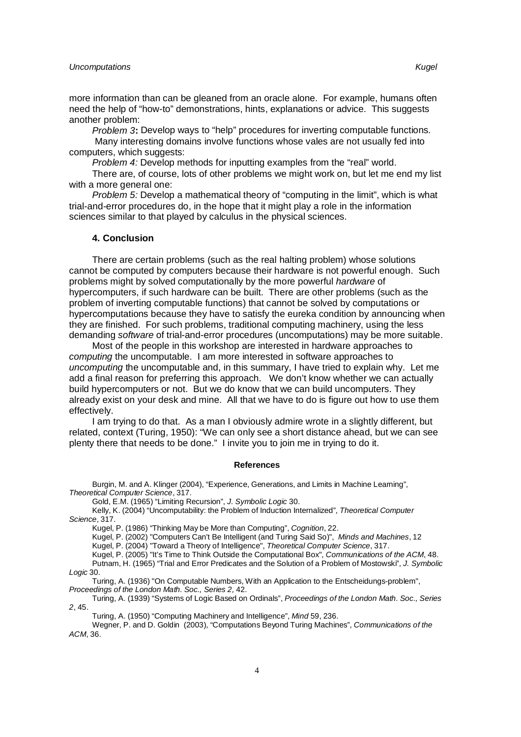more information than can be gleaned from an oracle alone. For example, humans often need the help of "how-to" demonstrations, hints, explanations or advice. This suggests another problem:

*Problem 3***:** Develop ways to "help" procedures for inverting computable functions.

Many interesting domains involve functions whose vales are not usually fed into computers, which suggests:

*Problem 4:* Develop methods for inputting examples from the "real" world.

There are, of course, lots of other problems we might work on, but let me end my list with a more general one:

*Problem 5:* Develop a mathematical theory of "computing in the limit", which is what trial-and-error procedures do, in the hope that it might play a role in the information sciences similar to that played by calculus in the physical sciences.

### 4. Conclusion

There are certain problems (such as the real halting problem) whose solutions cannot be computed by computers because their hardware is not powerful enough. Such problems might by solved computationally by the more powerful *hardware* of hypercomputers, if such hardware can be built. There are other problems (such as the problem of inverting computable functions) that cannot be solved by computations or hypercomputations because they have to satisfy the eureka condition by announcing when they are finished. For such problems, traditional computing machinery, using the less demanding *software* of trial-and-error procedures (uncomputations) may be more suitable.

Most of the people in this workshop are interested in hardware approaches to *computing* the uncomputable. I am more interested in software approaches to *uncomputing* the uncomputable and, in this summary, I have tried to explain why. Let me add a final reason for preferring this approach. We don't know whether we can actually build hypercomputers or not. But we do know that we can build uncomputers. They already exist on your desk and mine. All that we have to do is figure out how to use them effectively.

I am trying to do that. As a man I obviously admire wrote in a slightly different, but related, context (Turing, 1950): "We can only see a short distance ahead, but we can see plenty there that needs to be done." I invite you to join me in trying to do it.

#### References

Burgin, M. and A. Klinger (2004), "Experience, Generations, and Limits in Machine Learning", *Theoretical Computer Science*, 317.

Gold, E.M. (1965) "Limiting Recursion", *J. Symbolic Logic* 30.

Kelly, K. (2004) "Uncomputability: the Problem of Induction Internalized", *Theoretical Computer Science*, 317.

Kugel, P. (1986) "Thinking May be More than Computing", *Cognition*, 22.

Kugel, P. (2002) "Computers Can't Be Intelligent (and Turing Said So)", *Minds and Machines*, 12

Kugel, P. (2004) "Toward a Theory of Intelligence", *Theoretical Computer Science*, 317.

Kugel, P. (2005) "It's Time to Think Outside the Computational Box", *Communications of the ACM*, 48.

Putnam, H. (1965) "Trial and Error Predicates and the Solution of a Problem of Mostowski", *J. Symbolic Logic* 30.

Turing, A. (1936) "On Computable Numbers, With an Application to the Entscheidungs-problem", *Proceedings of the London Math. Soc., Series 2*, 42.

Turing, A. (1939) "Systems of Logic Based on Ordinals", *Proceedings of the London Math. Soc., Series 2*, 45.

Turing, A. (1950) "Computing Machinery and Intelligence", *Mind* 59, 236.

Wegner, P. and D. Goldin (2003), "Computations Beyond Turing Machines", *Communications of the ACM*, 36.